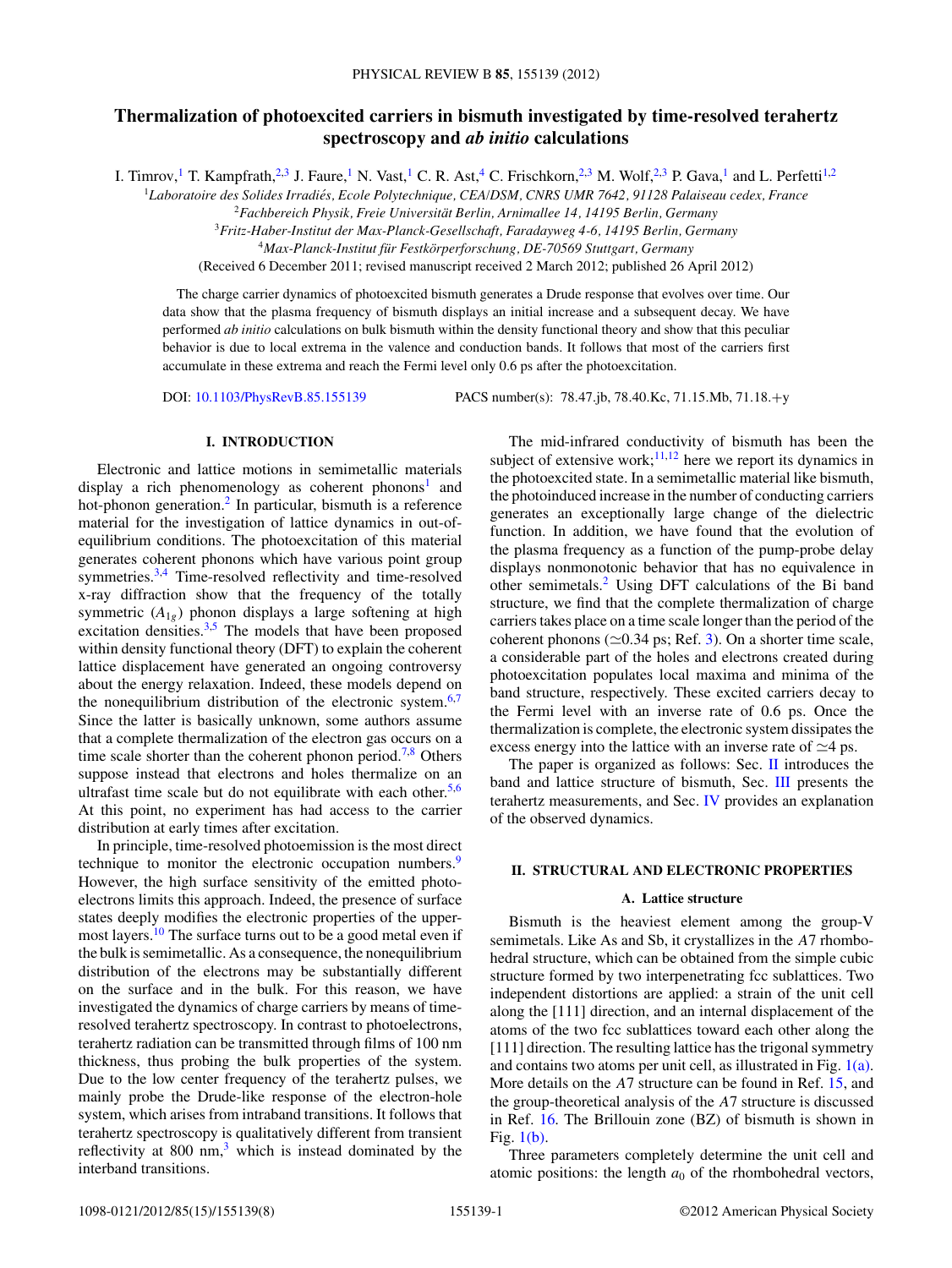# Thermalization of photoexcited carriers in bismuth investigated by time-resolved terahertz spectroscopy and *ab initio* calculations

I. Timrov,[1] T. Kampfrath,[2,3] J. Faure,[1] N. Vast,[1] C. R. Ast,[4] C. Frischkorn,[2,3] M. Wolf,[2,3] P. Gava,[1] and L. Perfetti[1,2]

[1] *Laboratoire des Solides Irradiés, Ecole Polytechnique, CEA/DSM, CNRS UMR 7642, 91128 Palaiseau cedex, France*

[2] *Fachbereich Physik, Freie Universität Berlin, Arnimallee 14, 14195 Berlin, Germany*

[3] *Fritz-Haber-Institut der Max-Planck-Gesellschaft, Faradayweg 4-6, 14195 Berlin, Germany*

[4] *Max-Planck-Institut für Festkörperforschung, DE-70569 Stuttgart, Germany*

(Received 6 December 2011; revised manuscript received 2 March 2012; published 26 April 2012)

The charge carrier dynamics of photoexcited bismuth generates a Drude response that evolves over time. Our data show that the plasma frequency of bismuth displays an initial increase and a subsequent decay. We have performed *ab initio* calculations on bulk bismuth within the density functional theory and show that this peculiar behavior is due to local extrema in the valence and conduction bands. It follows that most of the carriers first accumulate in these extrema and reach the Fermi level only 0.6 ps after the photoexcitation.

DOI: 10.1103/PhysRevB.85.155139 PACS number(s): 78.47.jb, 78.40.Kc, 71.15.Mb, 71.18.+y

## I. INTRODUCTION

Electronic and lattice motions in semimetallic materials display a rich phenomenology as coherent phonons[1] and hot-phonon generation.[2] In particular, bismuth is a reference material for the investigation of lattice dynamics in out-of-equilibrium conditions. The photoexcitation of this material generates coherent phonons which have various point group symmetries.[3,4] Time-resolved reflectivity and time-resolved x-ray diffraction show that the frequency of the totally symmetric ($A_{1g}$) phonon displays a large softening at high excitation densities.[3,5] The models that have been proposed within density functional theory (DFT) to explain the coherent lattice displacement have generated an ongoing controversy about the energy relaxation. Indeed, these models depend on the nonequilibrium distribution of the electronic system.[6,7] Since the latter is basically unknown, some authors assume that a complete thermalization of the electron gas occurs on a time scale shorter than the coherent phonon period.[7,8] Others suppose instead that electrons and holes thermalize on an ultrafast time scale but do not equilibrate with each other.[5,6] At this point, no experiment has had access to the carrier distribution at early times after excitation.

In principle, time-resolved photoemission is the most direct technique to monitor the electronic occupation numbers.[9] However, the high surface sensitivity of the emitted photoelectrons limits this approach. Indeed, the presence of surface states deeply modifies the electronic properties of the uppermost layers.[10] The surface turns out to be a good metal even if the bulk is semimetallic. As a consequence, the nonequilibrium distribution of the electrons may be substantially different on the surface and in the bulk. For this reason, we have investigated the dynamics of charge carriers by means of time-resolved terahertz spectroscopy. In contrast to photoelectrons, terahertz radiation can be transmitted through films of 100 nm thickness, thus probing the bulk properties of the system. Due to the low center frequency of the terahertz pulses, we mainly probe the Drude-like response of the electron-hole system, which arises from intraband transitions. It follows that terahertz spectroscopy is qualitatively different from transient reflectivity at 800 nm,[3] which is instead dominated by the interband transitions.

The mid-infrared conductivity of bismuth has been the subject of extensive work;[11,12] here we report its dynamics in the photoexcited state. In a semimetallic material like bismuth, the photoinduced increase in the number of conducting carriers generates an exceptionally large change of the dielectric function. In addition, we have found that the evolution of the plasma frequency as a function of the pump-probe delay displays nonmonotonic behavior that has no equivalence in other semimetals.[2] Using DFT calculations of the Bi band structure, we find that the complete thermalization of charge carriers takes place on a time scale longer than the period of the coherent phonons ($\simeq$0.34 ps; Ref. 3). On a shorter time scale, a considerable part of the holes and electrons created during photoexcitation populates local maxima and minima of the band structure, respectively. These excited carriers decay to the Fermi level with an inverse rate of 0.6 ps. Once the thermalization is complete, the electronic system dissipates the excess energy into the lattice with an inverse rate of $\simeq$4 ps.

The paper is organized as follows: Sec. II introduces the band and lattice structure of bismuth, Sec. III presents the terahertz measurements, and Sec. IV provides an explanation of the observed dynamics.

## II. STRUCTURAL AND ELECTRONIC PROPERTIES

### A. Lattice structure

Bismuth is the heaviest element among the group-V semimetals. Like As and Sb, it crystallizes in the $A7$ rhombohedral structure, which can be obtained from the simple cubic structure formed by two interpenetrating fcc sublattices. Two independent distortions are applied: a strain of the unit cell along the [111] direction, and an internal displacement of the atoms of the two fcc sublattices toward each other along the [111] direction. The resulting lattice has the trigonal symmetry and contains two atoms per unit cell, as illustrated in Fig. 1(a). More details on the $A7$ structure can be found in Ref. 15, and the group-theoretical analysis of the $A7$ structure is discussed in Ref. 16. The Brillouin zone (BZ) of bismuth is shown in Fig. 1(b).

Three parameters completely determine the unit cell and atomic positions: the length $a_0$ of the rhombohedral vectors,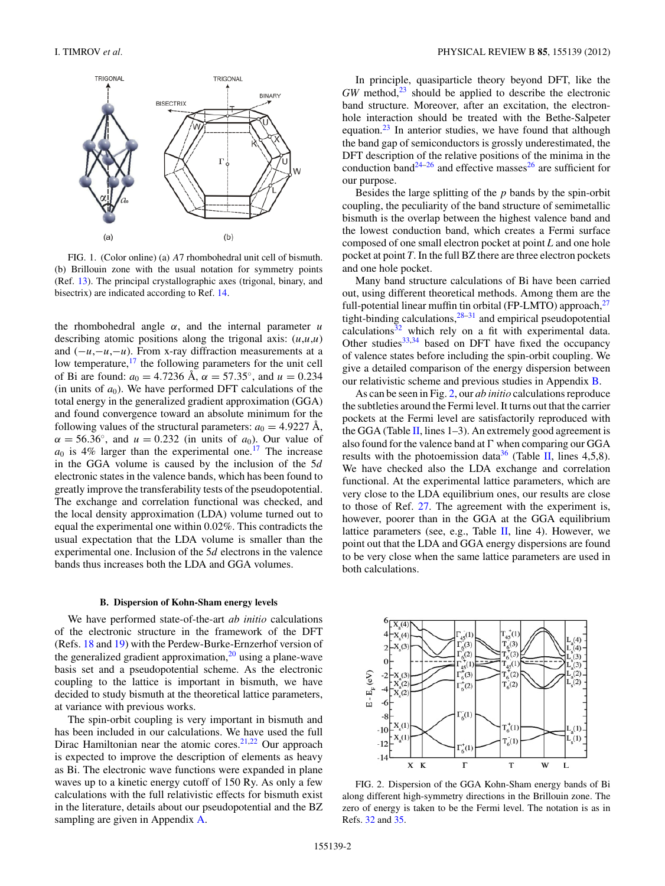FIG. 1. (Color online) (a) *A*7 rhombohedral unit cell of bismuth. (b) Brillouin zone with the usual notation for symmetry points (Ref. 13). The principal crystallographic axes (trigonal, binary, and bisectrix) are indicated according to Ref. 14.

the rhombohedral angle $\alpha$, and the internal parameter $u$ describing atomic positions along the trigonal axis: $(u,u,u)$ and $(-u,-u,-u)$. From x-ray diffraction measurements at a low temperature,[17] the following parameters for the unit cell of Bi are found: $a_0 = 4.7236$ Å, $\alpha = 57.35^\circ$, and $u = 0.234$ (in units of $a_0$). We have performed DFT calculations of the total energy in the generalized gradient approximation (GGA) and found convergence toward an absolute minimum for the following values of the structural parameters: $a_0 = 4.9227$ Å, $\alpha = 56.36^\circ$, and $u = 0.232$ (in units of $a_0$). Our value of $a_0$ is 4% larger than the experimental one.[17] The increase in the GGA volume is caused by the inclusion of the 5$d$ electronic states in the valence bands, which has been found to greatly improve the transferability tests of the pseudopotential. The exchange and correlation functional was checked, and the local density approximation (LDA) volume turned out to equal the experimental one within 0.02%. This contradicts the usual expectation that the LDA volume is smaller than the experimental one. Inclusion of the 5$d$ electrons in the valence bands thus increases both the LDA and GGA volumes.

### B. Dispersion of Kohn-Sham energy levels

We have performed state-of-the-art *ab initio* calculations of the electronic structure in the framework of the DFT (Refs. 18 and 19) with the Perdew-Burke-Ernzerhof version of the generalized gradient approximation,[20] using a plane-wave basis set and a pseudopotential scheme. As the electronic coupling to the lattice is important in bismuth, we have decided to study bismuth at the theoretical lattice parameters, at variance with previous works.

The spin-orbit coupling is very important in bismuth and has been included in our calculations. We have used the full Dirac Hamiltonian near the atomic cores.[21,22] Our approach is expected to improve the description of elements as heavy as Bi. The electronic wave functions were expanded in plane waves up to a kinetic energy cutoff of 150 Ry. As only a few calculations with the full relativistic effects for bismuth exist in the literature, details about our pseudopotential and the BZ sampling are given in Appendix A.

In principle, quasiparticle theory beyond DFT, like the *GW* method,[23] should be applied to describe the electronic band structure. Moreover, after an excitation, the electron-hole interaction should be treated with the Bethe-Salpeter equation.[23] In anterior studies, we have found that although the band gap of semiconductors is grossly underestimated, the DFT description of the relative positions of the minima in the conduction band[24–26] and effective masses[26] are sufficient for our purpose.

Besides the large splitting of the $p$ bands by the spin-orbit coupling, the peculiarity of the band structure of semimetallic bismuth is the overlap between the highest valence band and the lowest conduction band, which creates a Fermi surface composed of one small electron pocket at point $L$ and one hole pocket at point $T$. In the full BZ there are three electron pockets and one hole pocket.

Many band structure calculations of Bi have been carried out, using different theoretical methods. Among them are the full-potential linear muffin tin orbital (FP-LMTO) approach,[27] tight-binding calculations,[28–31] and empirical pseudopotential calculations[32] which rely on a fit with experimental data. Other studies[33,34] based on DFT have fixed the occupancy of valence states before including the spin-orbit coupling. We give a detailed comparison of the energy dispersion between our relativistic scheme and previous studies in Appendix B.

As can be seen in Fig. 2, our *ab initio* calculations reproduce the subtleties around the Fermi level. It turns out that the carrier pockets at the Fermi level are satisfactorily reproduced with the GGA (Table II, lines 1–3). An extremely good agreement is also found for the valence band at Γ when comparing our GGA results with the photoemission data[36] (Table II, lines 4,5,8). We have checked also the LDA exchange and correlation functional. At the experimental lattice parameters, which are very close to the LDA equilibrium ones, our results are close to those of Ref. 27. The agreement with the experiment is, however, poorer than in the GGA at the GGA equilibrium lattice parameters (see, e.g., Table II, line 4). However, we point out that the LDA and GGA energy dispersions are found to be very close when the same lattice parameters are used in both calculations.

FIG. 2. Dispersion of the GGA Kohn-Sham energy bands of Bi along different high-symmetry directions in the Brillouin zone. The zero of energy is taken to be the Fermi level. The notation is as in Refs. 32 and 35.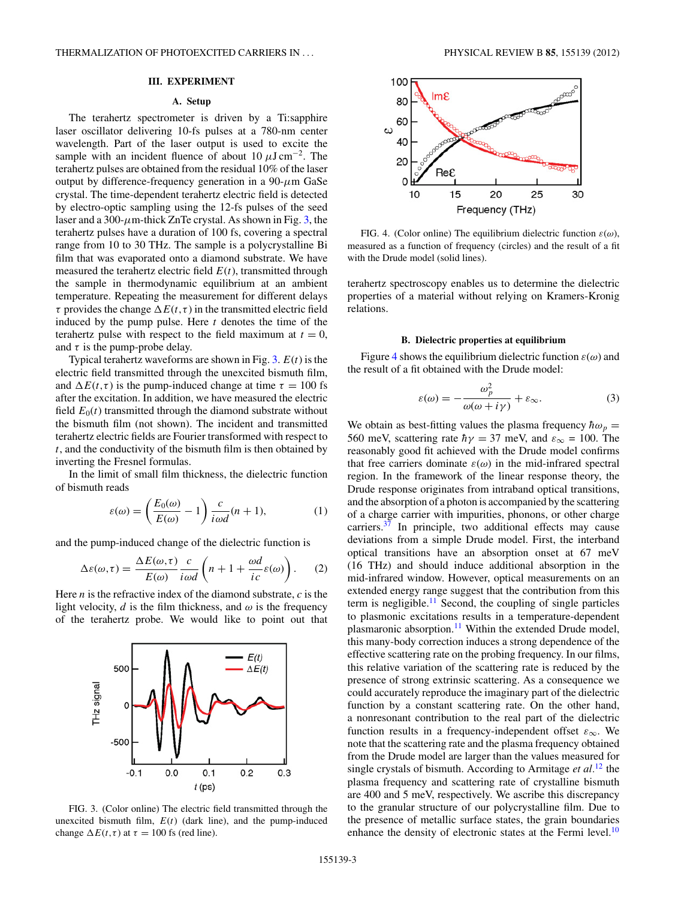## III. EXPERIMENT

### A. Setup

The terahertz spectrometer is driven by a Ti:sapphire laser oscillator delivering 10-fs pulses at a 780-nm center wavelength. Part of the laser output is used to excite the sample with an incident fluence of about 10 $\mu$J cm$^{-2}$. The terahertz pulses are obtained from the residual 10% of the laser output by difference-frequency generation in a 90-$\mu$m GaSe crystal. The time-dependent terahertz electric field is detected by electro-optic sampling using the 12-fs pulses of the seed laser and a 300-$\mu$m-thick ZnTe crystal. As shown in Fig. 3, the terahertz pulses have a duration of 100 fs, covering a spectral range from 10 to 30 THz. The sample is a polycrystalline Bi film that was evaporated onto a diamond substrate. We have measured the terahertz electric field $E(t)$, transmitted through the sample in thermodynamic equilibrium at an ambient temperature. Repeating the measurement for different delays $\tau$ provides the change $\Delta E(t,\tau)$ in the transmitted electric field induced by the pump pulse. Here $t$ denotes the time of the terahertz pulse with respect to the field maximum at $t = 0$, and $\tau$ is the pump-probe delay.

Typical terahertz waveforms are shown in Fig. 3. $E(t)$ is the electric field transmitted through the unexcited bismuth film, and $\Delta E(t,\tau)$ is the pump-induced change at time $\tau = 100$ fs after the excitation. In addition, we have measured the electric field $E_0(t)$ transmitted through the diamond substrate without the bismuth film (not shown). The incident and transmitted terahertz electric fields are Fourier transformed with respect to $t$, and the conductivity of the bismuth film is then obtained by inverting the Fresnel formulas.

In the limit of small film thickness, the dielectric function of bismuth reads

$$\varepsilon(\omega) = \left(\frac{E_0(\omega)}{E(\omega)} - 1\right)\frac{c}{i\omega d}(n+1), \tag{1}$$

and the pump-induced change of the dielectric function is

$$\Delta\varepsilon(\omega,\tau) = \frac{\Delta E(\omega,\tau)}{E(\omega)}\frac{c}{i\omega d}\left(n + 1 + \frac{\omega d}{ic}\varepsilon(\omega)\right). \tag{2}$$

Here $n$ is the refractive index of the diamond substrate, $c$ is the light velocity, $d$ is the film thickness, and $\omega$ is the frequency of the terahertz probe. We would like to point out that terahertz spectroscopy enables us to determine the dielectric properties of a material without relying on Kramers-Kronig relations.

FIG. 3. (Color online) The electric field transmitted through the unexcited bismuth film, $E(t)$ (dark line), and the pump-induced change $\Delta E(t,\tau)$ at $\tau = 100$ fs (red line).

FIG. 4. (Color online) The equilibrium dielectric function $\varepsilon(\omega)$, measured as a function of frequency (circles) and the result of a fit with the Drude model (solid lines).

### B. Dielectric properties at equilibrium

Figure 4 shows the equilibrium dielectric function $\varepsilon(\omega)$ and the result of a fit obtained with the Drude model:

$$\varepsilon(\omega) = -\frac{\omega_p^2}{\omega(\omega + i\gamma)} + \varepsilon_\infty. \tag{3}$$

We obtain as best-fitting values the plasma frequency $\hbar\omega_p = 560$ meV, scattering rate $\hbar\gamma = 37$ meV, and $\varepsilon_\infty = 100$. The reasonably good fit achieved with the Drude model confirms that free carriers dominate $\varepsilon(\omega)$ in the mid-infrared spectral region. In the framework of the linear response theory, the Drude response originates from intraband optical transitions, and the absorption of a photon is accompanied by the scattering of a charge carrier with impurities, phonons, or other charge carriers.[37] In principle, two additional effects may cause deviations from a simple Drude model. First, the interband optical transitions have an absorption onset at 67 meV (16 THz) and should induce additional absorption in the mid-infrared window. However, optical measurements on an extended energy range suggest that the contribution from this term is negligible.[11] Second, the coupling of single particles to plasmonic excitations results in a temperature-dependent plasmaronic absorption.[11] Within the extended Drude model, this many-body correction induces a strong dependence of the effective scattering rate on the probing frequency. In our films, this relative variation of the scattering rate is reduced by the presence of strong extrinsic scattering. As a consequence we could accurately reproduce the imaginary part of the dielectric function by a constant scattering rate. On the other hand, a nonresonant contribution to the real part of the dielectric function results in a frequency-independent offset $\varepsilon_\infty$. We note that the scattering rate and the plasma frequency obtained from the Drude model are larger than the values measured for single crystals of bismuth. According to Armitage *et al.*[12] the plasma frequency and scattering rate of crystalline bismuth are 400 and 5 meV, respectively. We ascribe this discrepancy to the granular structure of our polycrystalline film. Due to the presence of metallic surface states, the grain boundaries enhance the density of electronic states at the Fermi level.[10]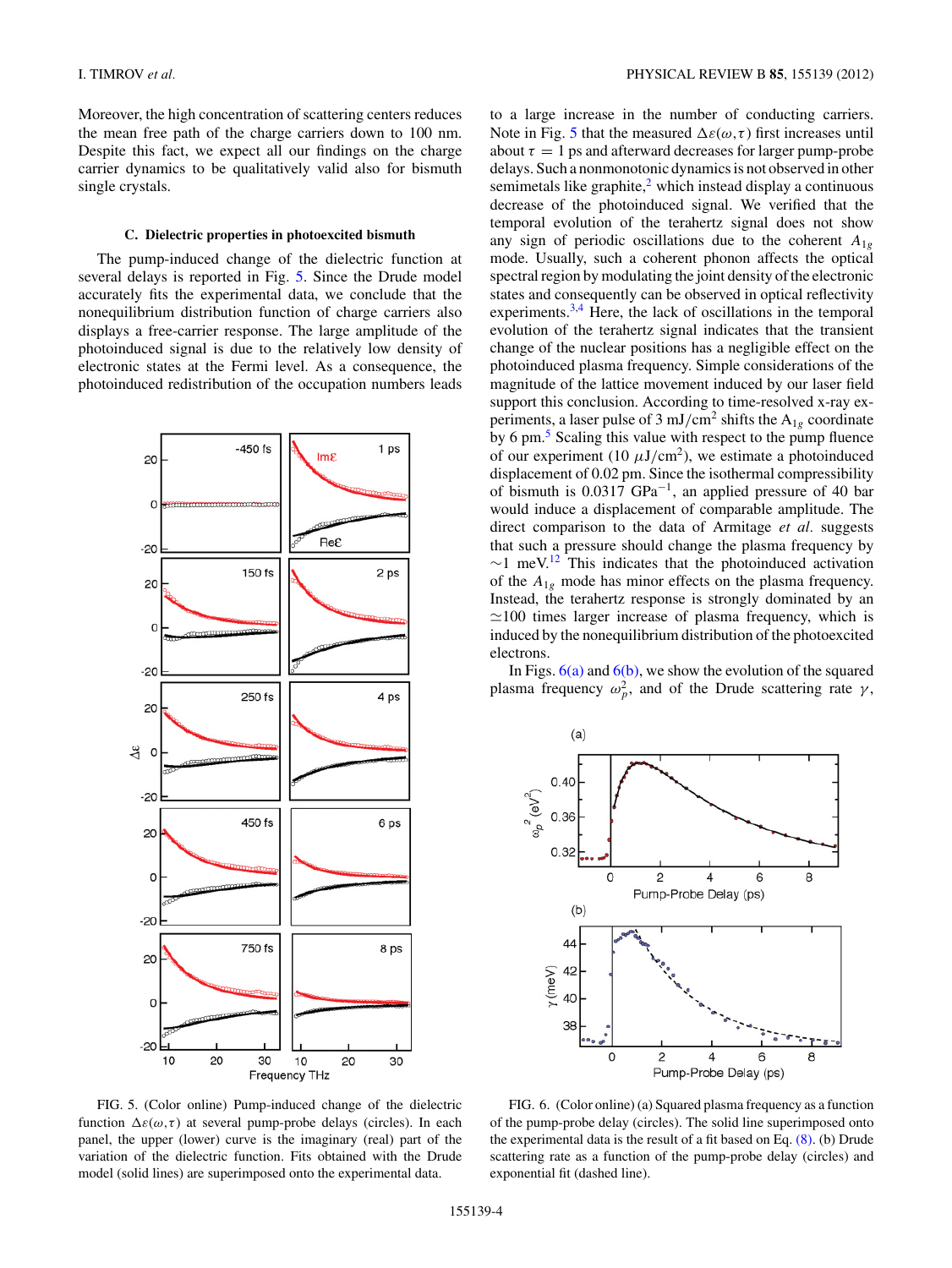Moreover, the high concentration of scattering centers reduces the mean free path of the charge carriers down to 100 nm. Despite this fact, we expect all our findings on the charge carrier dynamics to be qualitatively valid also for bismuth single crystals.

### C. Dielectric properties in photoexcited bismuth

The pump-induced change of the dielectric function at several delays is reported in Fig. 5. Since the Drude model accurately fits the experimental data, we conclude that the nonequilibrium distribution function of charge carriers also displays a free-carrier response. The large amplitude of the photoinduced signal is due to the relatively low density of electronic states at the Fermi level. As a consequence, the photoinduced redistribution of the occupation numbers leads to a large increase in the number of conducting carriers. Note in Fig. 5 that the measured $\Delta\varepsilon(\omega,\tau)$ first increases until about $\tau = 1$ ps and afterward decreases for larger pump-probe delays. Such a nonmonotonic dynamics is not observed in other semimetals like graphite,[2] which instead display a continuous decrease of the photoinduced signal. We verified that the temporal evolution of the terahertz signal does not show any sign of periodic oscillations due to the coherent $A_{1g}$ mode. Usually, such a coherent phonon affects the optical spectral region by modulating the joint density of the electronic states and consequently can be observed in optical reflectivity experiments.[3,4] Here, the lack of oscillations in the temporal evolution of the terahertz signal indicates that the transient change of the nuclear positions has a negligible effect on the photoinduced plasma frequency. Simple considerations of the magnitude of the lattice movement induced by our laser field support this conclusion. According to time-resolved x-ray experiments, a laser pulse of 3 mJ/cm$^2$ shifts the $A_{1g}$ coordinate by 6 pm.[5] Scaling this value with respect to the pump fluence of our experiment (10 $\mu$J/cm$^2$), we estimate a photoinduced displacement of 0.02 pm. Since the isothermal compressibility of bismuth is 0.0317 GPa$^{-1}$, an applied pressure of 40 bar would induce a displacement of comparable amplitude. The direct comparison to the data of Armitage *et al.* suggests that such a pressure should change the plasma frequency by $\sim$1 meV.[12] This indicates that the photoinduced activation of the $A_{1g}$ mode has minor effects on the plasma frequency. Instead, the terahertz response is strongly dominated by an $\simeq$100 times larger increase of plasma frequency, which is induced by the nonequilibrium distribution of the photoexcited electrons.

FIG. 5. (Color online) Pump-induced change of the dielectric function $\Delta\varepsilon(\omega,\tau)$ at several pump-probe delays (circles). In each panel, the upper (lower) curve is the imaginary (real) part of the variation of the dielectric function. Fits obtained with the Drude model (solid lines) are superimposed onto the experimental data.

In Figs. 6(a) and 6(b), we show the evolution of the squared plasma frequency $\omega_p^2$, and of the Drude scattering rate $\gamma$,

FIG. 6. (Color online) (a) Squared plasma frequency as a function of the pump-probe delay (circles). The solid line superimposed onto the experimental data is the result of a fit based on Eq. (8). (b) Drude scattering rate as a function of the pump-probe delay (circles) and exponential fit (dashed line).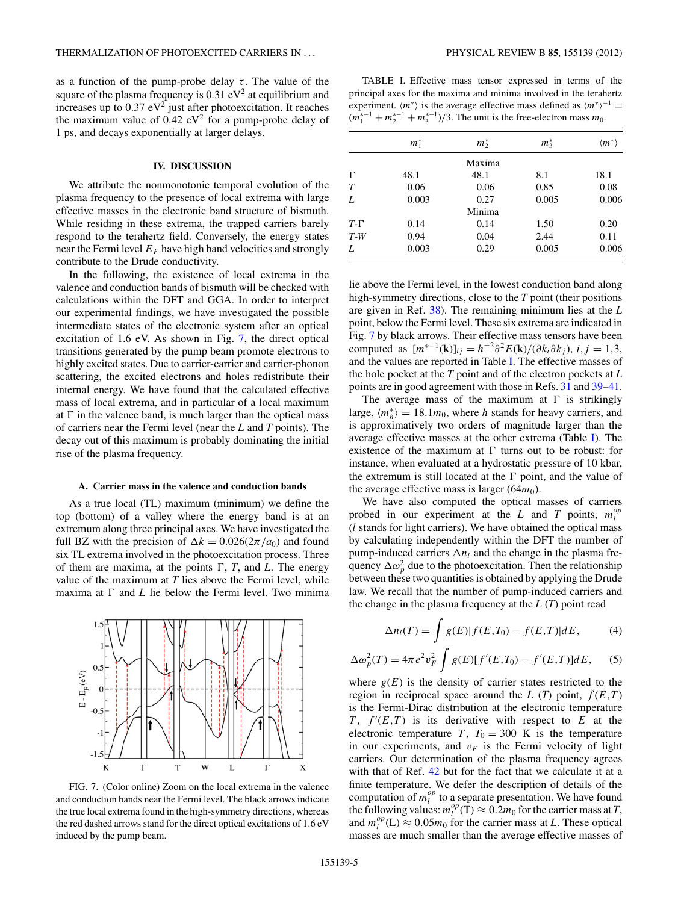as a function of the pump-probe delay $\tau$. The value of the square of the plasma frequency is 0.31 eV$^2$ at equilibrium and increases up to 0.37 eV$^2$ just after photoexcitation. It reaches the maximum value of 0.42 eV$^2$ for a pump-probe delay of 1 ps, and decays exponentially at larger delays.

## IV. DISCUSSION

We attribute the nonmonotonic temporal evolution of the plasma frequency to the presence of local extrema with large effective masses in the electronic band structure of bismuth. While residing in these extrema, the trapped carriers barely respond to the terahertz field. Conversely, the energy states near the Fermi level $E_F$ have high band velocities and strongly contribute to the Drude conductivity.

In the following, the existence of local extrema in the valence and conduction bands of bismuth will be checked with calculations within the DFT and GGA. In order to interpret our experimental findings, we have investigated the possible intermediate states of the electronic system after an optical excitation of 1.6 eV. As shown in Fig. 7, the direct optical transitions generated by the pump beam promote electrons to highly excited states. Due to carrier-carrier and carrier-phonon scattering, the excited electrons and holes redistribute their internal energy. We have found that the calculated effective mass of local extrema, and in particular of a local maximum at Γ in the valence band, is much larger than the optical mass of carriers near the Fermi level (near the $L$ and $T$ points). The decay out of this maximum is probably dominating the initial rise of the plasma frequency.

### A. Carrier mass in the valence and conduction bands

As a true local (TL) maximum (minimum) we define the top (bottom) of a valley where the energy band is at an extremum along three principal axes. We have investigated the full BZ with the precision of $\Delta k = 0.026(2\pi/a_0)$ and found six TL extrema involved in the photoexcitation process. Three of them are maxima, at the points Γ, $T$, and $L$. The energy value of the maximum at $T$ lies above the Fermi level, while maxima at Γ and $L$ lie below the Fermi level. Two minima lie above the Fermi level, in the lowest conduction band along high-symmetry directions, close to the $T$ point (their positions are given in Ref. 38). The remaining minimum lies at the $L$ point, below the Fermi level. These six extrema are indicated in Fig. 7 by black arrows. Their effective mass tensors have been computed as $[m^{*-1}(\mathbf{k})]_{ij} = \hbar^{-2}\partial^2 E(\mathbf{k})/(\partial k_i \partial k_j)$, $i,j = \overline{1,3}$, and the values are reported in Table I. The effective masses of the hole pocket at the $T$ point and of the electron pockets at $L$ points are in good agreement with those in Refs. 31 and 39–41.

FIG. 7. (Color online) Zoom on the local extrema in the valence and conduction bands near the Fermi level. The black arrows indicate the true local extrema found in the high-symmetry directions, whereas the red dashed arrows stand for the direct optical excitations of 1.6 eV induced by the pump beam.

TABLE I. Effective mass tensor expressed in terms of the principal axes for the maxima and minima involved in the terahertz experiment. $\langle m^* \rangle$ is the average effective mass defined as $\langle m^* \rangle^{-1} = (m_1^{*-1} + m_2^{*-1} + m_3^{*-1})/3$. The unit is the free-electron mass $m_0$.

| | $m_1^*$ | $m_2^*$ | $m_3^*$ | $\langle m^* \rangle$ |
|---|---|---|---|---|
| | | Maxima | | |
| Γ | 48.1 | 48.1 | 8.1 | 18.1 |
| $T$ | 0.06 | 0.06 | 0.85 | 0.08 |
| $L$ | 0.003 | 0.27 | 0.005 | 0.006 |
| | | Minima | | |
| $T$-Γ | 0.14 | 0.14 | 1.50 | 0.20 |
| $T$-$W$ | 0.94 | 0.04 | 2.44 | 0.11 |
| $L$ | 0.003 | 0.29 | 0.005 | 0.006 |

The average mass of the maximum at Γ is strikingly large, $\langle m_h^* \rangle = 18.1 m_0$, where $h$ stands for heavy carriers, and is approximatively two orders of magnitude larger than the average effective masses at the other extrema (Table I). The existence of the maximum at Γ turns out to be robust: for instance, when evaluated at a hydrostatic pressure of 10 kbar, the extremum is still located at the Γ point, and the value of the average effective mass is larger ($64 m_0$).

We have also computed the optical masses of carriers probed in our experiment at the $L$ and $T$ points, $m_l^{op}$ ($l$ stands for light carriers). We have obtained the optical mass by calculating independently within the DFT the number of pump-induced carriers $\Delta n_l$ and the change in the plasma frequency $\Delta\omega_p^2$ due to the photoexcitation. Then the relationship between these two quantities is obtained by applying the Drude law. We recall that the number of pump-induced carriers and the change in the plasma frequency at the $L$ ($T$) point read

$$\Delta n_l(T) = \int g(E)|f(E,T_0) - f(E,T)|dE, \qquad (4)$$

$$\Delta\omega_p^2(T) = 4\pi e^2 v_F^2 \int g(E)[f'(E,T_0) - f'(E,T)]dE, \qquad (5)$$

where $g(E)$ is the density of carrier states restricted to the region in reciprocal space around the $L$ ($T$) point, $f(E,T)$ is the Fermi-Dirac distribution at the electronic temperature $T$, $f'(E,T)$ is its derivative with respect to $E$ at the electronic temperature $T$, $T_0 = 300$ K is the temperature in our experiments, and $v_F$ is the Fermi velocity of light carriers. Our determination of the plasma frequency agrees with that of Ref. 42 but for the fact that we calculate it at a finite temperature. We defer the description of details of the computation of $m_l^{op}$ to a separate presentation. We have found the following values: $m_l^{op}(\mathrm{T}) \approx 0.2 m_0$ for the carrier mass at $T$, and $m_l^{op}(\mathrm{L}) \approx 0.05 m_0$ for the carrier mass at $L$. These optical masses are much smaller than the average effective masses of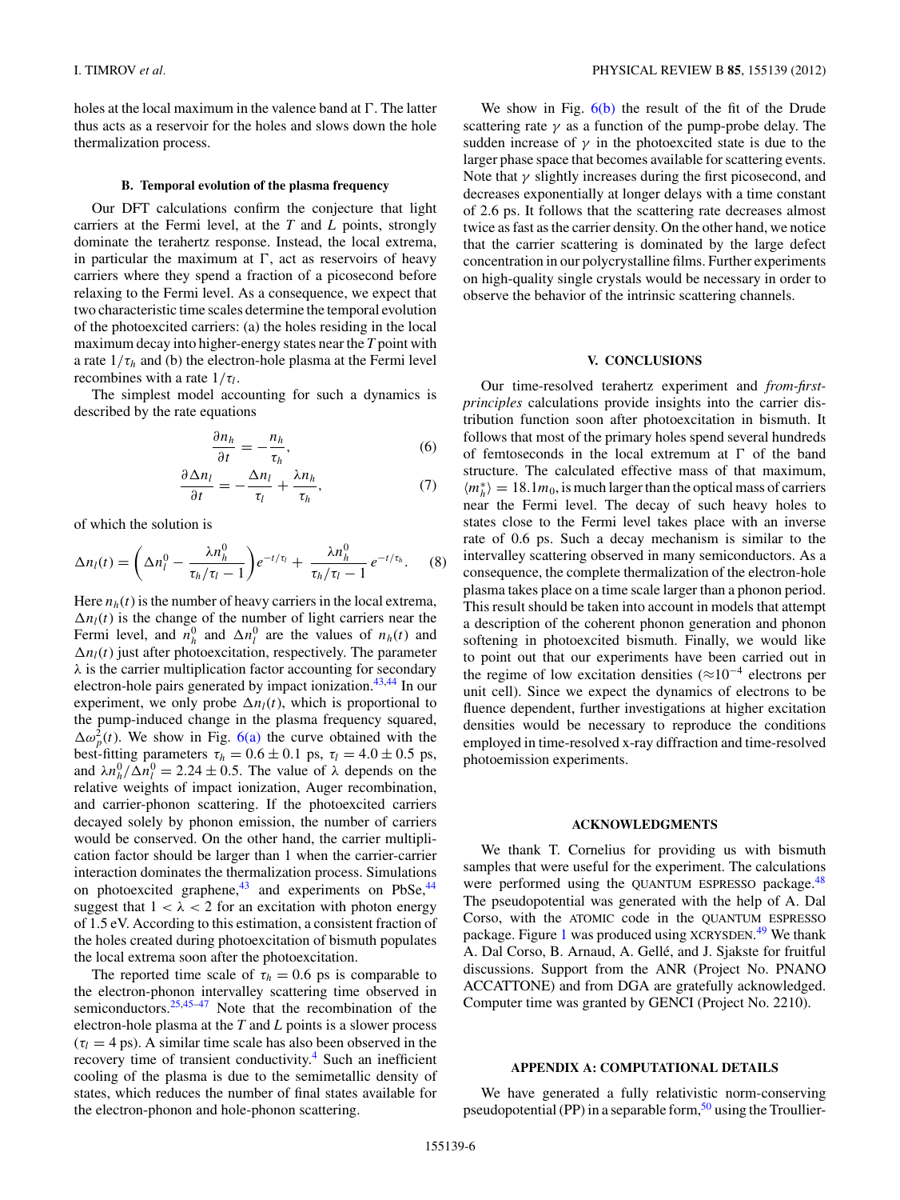holes at the local maximum in the valence band at Γ. The latter thus acts as a reservoir for the holes and slows down the hole thermalization process.

### B. Temporal evolution of the plasma frequency

Our DFT calculations confirm the conjecture that light carriers at the Fermi level, at the $T$ and $L$ points, strongly dominate the terahertz response. Instead, the local extrema, in particular the maximum at Γ, act as reservoirs of heavy carriers where they spend a fraction of a picosecond before relaxing to the Fermi level. As a consequence, we expect that two characteristic time scales determine the temporal evolution of the photoexcited carriers: (a) the holes residing in the local maximum decay into higher-energy states near the $T$ point with a rate $1/\tau_h$ and (b) the electron-hole plasma at the Fermi level recombines with a rate $1/\tau_l$.

The simplest model accounting for such a dynamics is described by the rate equations

$$\frac{\partial n_h}{\partial t} = -\frac{n_h}{\tau_h}, \tag{6}$$

$$\frac{\partial \Delta n_l}{\partial t} = -\frac{\Delta n_l}{\tau_l} + \frac{\lambda n_h}{\tau_h}, \tag{7}$$

of which the solution is

$$\Delta n_l(t) = \left(\Delta n_l^0 - \frac{\lambda n_h^0}{\tau_h/\tau_l - 1}\right) e^{-t/\tau_l} + \frac{\lambda n_h^0}{\tau_h/\tau_l - 1}\, e^{-t/\tau_h}. \tag{8}$$

Here $n_h(t)$ is the number of heavy carriers in the local extrema, $\Delta n_l(t)$ is the change of the number of light carriers near the Fermi level, and $n_h^0$ and $\Delta n_l^0$ are the values of $n_h(t)$ and $\Delta n_l(t)$ just after photoexcitation, respectively. The parameter $\lambda$ is the carrier multiplication factor accounting for secondary electron-hole pairs generated by impact ionization.[43,44] In our experiment, we only probe $\Delta n_l(t)$, which is proportional to the pump-induced change in the plasma frequency squared, $\Delta\omega_p^2(t)$. We show in Fig. 6(a) the curve obtained with the best-fitting parameters $\tau_h = 0.6 \pm 0.1$ ps, $\tau_l = 4.0 \pm 0.5$ ps, and $\lambda n_h^0/\Delta n_l^0 = 2.24 \pm 0.5$. The value of $\lambda$ depends on the relative weights of impact ionization, Auger recombination, and carrier-phonon scattering. If the photoexcited carriers decayed solely by phonon emission, the number of carriers would be conserved. On the other hand, the carrier multiplication factor should be larger than 1 when the carrier-carrier interaction dominates the thermalization process. Simulations on photoexcited graphene,[43] and experiments on PbSe,[44] suggest that $1 < \lambda < 2$ for an excitation with photon energy of 1.5 eV. According to this estimation, a consistent fraction of the holes created during photoexcitation of bismuth populates the local extrema soon after the photoexcitation.

The reported time scale of $\tau_h = 0.6$ ps is comparable to the electron-phonon intervalley scattering time observed in semiconductors.[25,45–47] Note that the recombination of the electron-hole plasma at the $T$ and $L$ points is a slower process ($\tau_l = 4$ ps). A similar time scale has also been observed in the recovery time of transient conductivity.[4] Such an inefficient cooling of the plasma is due to the semimetallic density of states, which reduces the number of final states available for the electron-phonon and hole-phonon scattering.

We show in Fig. 6(b) the result of the fit of the Drude scattering rate $\gamma$ as a function of the pump-probe delay. The sudden increase of $\gamma$ in the photoexcited state is due to the larger phase space that becomes available for scattering events. Note that $\gamma$ slightly increases during the first picosecond, and decreases exponentially at longer delays with a time constant of 2.6 ps. It follows that the scattering rate decreases almost twice as fast as the carrier density. On the other hand, we notice that the carrier scattering is dominated by the large defect concentration in our polycrystalline films. Further experiments on high-quality single crystals would be necessary in order to observe the behavior of the intrinsic scattering channels.

## V. CONCLUSIONS

Our time-resolved terahertz experiment and *from-first-principles* calculations provide insights into the carrier distribution function soon after photoexcitation in bismuth. It follows that most of the primary holes spend several hundreds of femtoseconds in the local extremum at Γ of the band structure. The calculated effective mass of that maximum, $\langle m_h^* \rangle = 18.1 m_0$, is much larger than the optical mass of carriers near the Fermi level. The decay of such heavy holes to states close to the Fermi level takes place with an inverse rate of 0.6 ps. Such a decay mechanism is similar to the intervalley scattering observed in many semiconductors. As a consequence, the complete thermalization of the electron-hole plasma takes place on a time scale larger than a phonon period. This result should be taken into account in models that attempt a description of the coherent phonon generation and phonon softening in photoexcited bismuth. Finally, we would like to point out that our experiments have been carried out in the regime of low excitation densities ($\approx 10^{-4}$ electrons per unit cell). Since we expect the dynamics of electrons to be fluence dependent, further investigations at higher excitation densities would be necessary to reproduce the conditions employed in time-resolved x-ray diffraction and time-resolved photoemission experiments.

## ACKNOWLEDGMENTS

We thank T. Cornelius for providing us with bismuth samples that were useful for the experiment. The calculations were performed using the QUANTUM ESPRESSO package.[48] The pseudopotential was generated with the help of A. Dal Corso, with the ATOMIC code in the QUANTUM ESPRESSO package. Figure 1 was produced using XCRYSDEN.[49] We thank A. Dal Corso, B. Arnaud, A. Gellé, and J. Sjakste for fruitful discussions. Support from the ANR (Project No. PNANO ACCATTONE) and from DGA are gratefully acknowledged. Computer time was granted by GENCI (Project No. 2210).

## APPENDIX A: COMPUTATIONAL DETAILS

We have generated a fully relativistic norm-conserving pseudopotential (PP) in a separable form,[50] using the Troullier-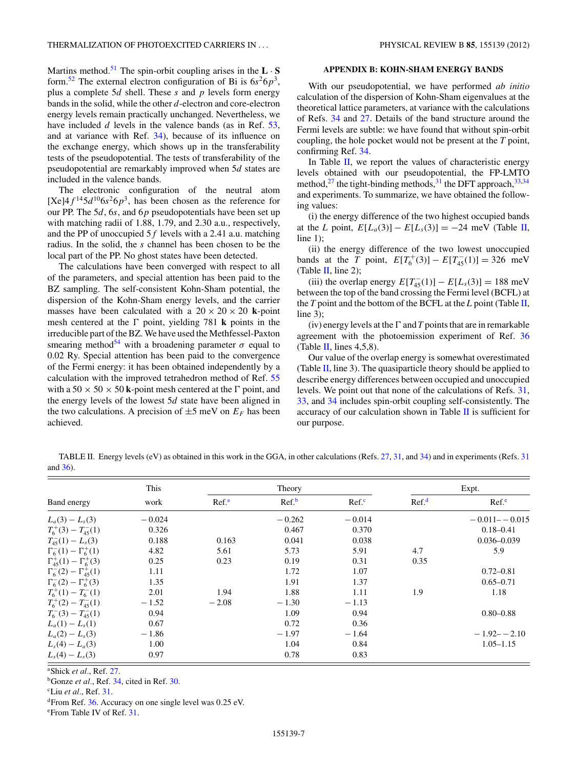Martins method.[51] The spin-orbit coupling arises in the $\mathbf{L}\cdot\mathbf{S}$ form.[52] The external electron configuration of Bi is $6s^26p^3$, plus a complete $5d$ shell. These $s$ and $p$ levels form energy bands in the solid, while the other $d$-electron and core-electron energy levels remain practically unchanged. Nevertheless, we have included $d$ levels in the valence bands (as in Ref. 53, and at variance with Ref. 34), because of its influence on the exchange energy, which shows up in the transferability tests of the pseudopotential. The tests of transferability of the pseudopotential are remarkably improved when $5d$ states are included in the valence bands.

The electronic configuration of the neutral atom [Xe]$4f^{14}5d^{10}6s^26p^3$, has been chosen as the reference for our PP. The $5d$, $6s$, and $6p$ pseudopotentials have been set up with matching radii of 1.88, 1.79, and 2.30 a.u., respectively, and the PP of unoccupied $5f$ levels with a 2.41 a.u. matching radius. In the solid, the $s$ channel has been chosen to be the local part of the PP. No ghost states have been detected.

The calculations have been converged with respect to all of the parameters, and special attention has been paid to the BZ sampling. The self-consistent Kohn-Sham potential, the dispersion of the Kohn-Sham energy levels, and the carrier masses have been calculated with a $20\times20\times20$ **k**-point mesh centered at the $\Gamma$ point, yielding 781 **k** points in the irreducible part of the BZ. We have used the Methfessel-Paxton smearing method[54] with a broadening parameter $\sigma$ equal to 0.02 Ry. Special attention has been paid to the convergence of the Fermi energy: it has been obtained independently by a calculation with the improved tetrahedron method of Ref. 55 with a $50\times50\times50$ **k**-point mesh centered at the $\Gamma$ point, and the energy levels of the lowest $5d$ state have been aligned in the two calculations. A precision of $\pm5$ meV on $E_F$ has been achieved.

## APPENDIX B: KOHN-SHAM ENERGY BANDS

With our pseudopotential, we have performed *ab initio* calculation of the dispersion of Kohn-Sham eigenvalues at the theoretical lattice parameters, at variance with the calculations of Refs. 34 and 27. Details of the band structure around the Fermi levels are subtle: we have found that without spin-orbit coupling, the hole pocket would not be present at the $T$ point, confirming Ref. 34.

In Table II, we report the values of characteristic energy levels obtained with our pseudopotential, the FP-LMTO method,[27] the tight-binding methods,[31] the DFT approach,[33,34] and experiments. To summarize, we have obtained the following values:

(i) the energy difference of the two highest occupied bands at the $L$ point, $E[L_a(3)]-E[L_s(3)]=-24$ meV (Table II, line 1);

(ii) the energy difference of the two lowest unoccupied bands at the $T$ point, $E[T_6^+(3)]-E[T_{45}^-(1)]=326$ meV (Table II, line 2);

(iii) the overlap energy $E[T_{45}^-(1)]-E[L_s(3)]=188$ meV between the top of the band crossing the Fermi level (BCFL) at the $T$ point and the bottom of the BCFL at the $L$ point (Table II, line 3);

(iv) energy levels at the $\Gamma$ and $T$ points that are in remarkable agreement with the photoemission experiment of Ref. 36 (Table II, lines 4,5,8).

Our value of the overlap energy is somewhat overestimated (Table II, line 3). The quasiparticle theory should be applied to describe energy differences between occupied and unoccupied levels. We point out that none of the calculations of Refs. 31, 33, and 34 includes spin-orbit coupling self-consistently. The accuracy of our calculation shown in Table II is sufficient for our purpose.

TABLE II. Energy levels (eV) as obtained in this work in the GGA, in other calculations (Refs. 27, 31, and 34) and in experiments (Refs. 31 and 36).

| Band energy | This work | Theory | | | Expt. | |
|---|---|---|---|---|---|---|
| | | Ref.[a] | Ref.[b] | Ref.[c] | Ref.[d] | Ref.[e] |
| $L_a(3)-L_s(3)$ | −0.024 | | −0.262 | −0.014 | | −0.011–−0.015 |
| $T_6^+(3)-T_{45}^-(1)$ | 0.326 | | 0.467 | 0.370 | | 0.18–0.41 |
| $T_{45}^-(1)-L_s(3)$ | 0.188 | 0.163 | 0.041 | 0.038 | | 0.036–0.039 |
| $\Gamma_6^-(1)-\Gamma_6^+(1)$ | 4.82 | 5.61 | 5.73 | 5.91 | 4.7 | 5.9 |
| $\Gamma_{45}^+(1)-\Gamma_6^+(3)$ | 0.25 | 0.23 | 0.19 | 0.31 | 0.35 | |
| $\Gamma_6^-(2)-\Gamma_{45}^+(1)$ | 1.11 | | 1.72 | 1.07 | | 0.72–0.81 |
| $\Gamma_6^-(2)-\Gamma_6^+(3)$ | 1.35 | | 1.91 | 1.37 | | 0.65–0.71 |
| $T_6^+(1)-T_6^-(1)$ | 2.01 | 1.94 | 1.88 | 1.11 | 1.9 | 1.18 |
| $T_6^+(2)-T_{45}^-(1)$ | −1.52 | −2.08 | −1.30 | −1.13 | | |
| $T_6^-(3)-T_{45}^-(1)$ | 0.94 | | 1.09 | 0.94 | | 0.80–0.88 |
| $L_a(1)-L_s(1)$ | 0.67 | | 0.72 | 0.36 | | |
| $L_a(2)-L_s(3)$ | −1.86 | | −1.97 | −1.64 | | −1.92–−2.10 |
| $L_s(4)-L_a(3)$ | 1.00 | | 1.04 | 0.84 | | 1.05–1.15 |
| $L_s(4)-L_s(3)$ | 0.97 | | 0.78 | 0.83 | | |

[a]Shick *et al.*, Ref. 27.
[b]Gonze *et al.*, Ref. 34, cited in Ref. 30.
[c]Liu *et al.*, Ref. 31.
[d]From Ref. 36. Accuracy on one single level was 0.25 eV.
[e]From Table IV of Ref. 31.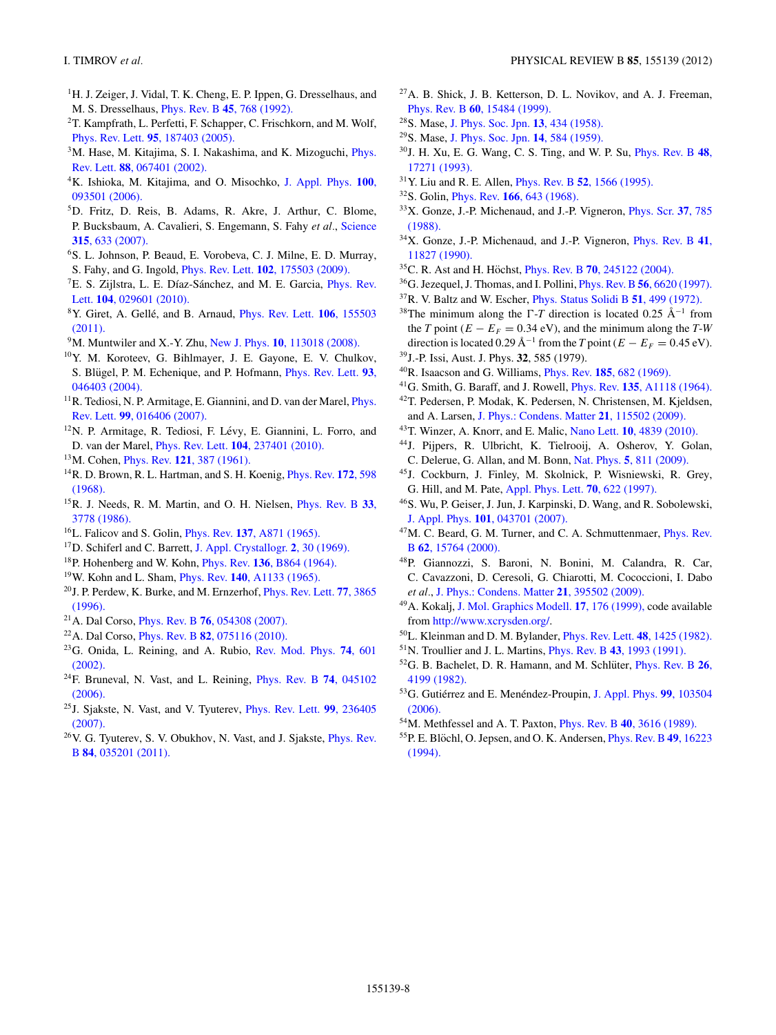[1] H. J. Zeiger, J. Vidal, T. K. Cheng, E. P. Ippen, G. Dresselhaus, and M. S. Dresselhaus, Phys. Rev. B **45**, 768 (1992).

[2] T. Kampfrath, L. Perfetti, F. Schapper, C. Frischkorn, and M. Wolf, Phys. Rev. Lett. **95**, 187403 (2005).

[3] M. Hase, M. Kitajima, S. I. Nakashima, and K. Mizoguchi, Phys. Rev. Lett. **88**, 067401 (2002).

[4] K. Ishioka, M. Kitajima, and O. Misochko, J. Appl. Phys. **100**, 093501 (2006).

[5] D. Fritz, D. Reis, B. Adams, R. Akre, J. Arthur, C. Blome, P. Bucksbaum, A. Cavalieri, S. Engemann, S. Fahy *et al.*, Science **315**, 633 (2007).

[6] S. L. Johnson, P. Beaud, E. Vorobeva, C. J. Milne, E. D. Murray, S. Fahy, and G. Ingold, Phys. Rev. Lett. **102**, 175503 (2009).

[7] E. S. Zijlstra, L. E. Díaz-Sánchez, and M. E. Garcia, Phys. Rev. Lett. **104**, 029601 (2010).

[8] Y. Giret, A. Gellé, and B. Arnaud, Phys. Rev. Lett. **106**, 155503 (2011).

[9] M. Muntwiler and X.-Y. Zhu, New J. Phys. **10**, 113018 (2008).

[10] Y. M. Koroteev, G. Bihlmayer, J. E. Gayone, E. V. Chulkov, S. Blügel, P. M. Echenique, and P. Hofmann, Phys. Rev. Lett. **93**, 046403 (2004).

[11] R. Tediosi, N. P. Armitage, E. Giannini, and D. van der Marel, Phys. Rev. Lett. **99**, 016406 (2007).

[12] N. P. Armitage, R. Tediosi, F. Lévy, E. Giannini, L. Forro, and D. van der Marel, Phys. Rev. Lett. **104**, 237401 (2010).

[13] M. Cohen, Phys. Rev. **121**, 387 (1961).

[14] R. D. Brown, R. L. Hartman, and S. H. Koenig, Phys. Rev. **172**, 598 (1968).

[15] R. J. Needs, R. M. Martin, and O. H. Nielsen, Phys. Rev. B **33**, 3778 (1986).

[16] L. Falicov and S. Golin, Phys. Rev. **137**, A871 (1965).

[17] D. Schiferl and C. Barrett, J. Appl. Crystallogr. **2**, 30 (1969).

[18] P. Hohenberg and W. Kohn, Phys. Rev. **136**, B864 (1964).

[19] W. Kohn and L. Sham, Phys. Rev. **140**, A1133 (1965).

[20] J. P. Perdew, K. Burke, and M. Ernzerhof, Phys. Rev. Lett. **77**, 3865 (1996).

[21] A. Dal Corso, Phys. Rev. B **76**, 054308 (2007).

[22] A. Dal Corso, Phys. Rev. B **82**, 075116 (2010).

[23] G. Onida, L. Reining, and A. Rubio, Rev. Mod. Phys. **74**, 601 (2002).

[24] F. Bruneval, N. Vast, and L. Reining, Phys. Rev. B **74**, 045102 (2006).

[25] J. Sjakste, N. Vast, and V. Tyuterev, Phys. Rev. Lett. **99**, 236405 (2007).

[26] V. G. Tyuterev, S. V. Obukhov, N. Vast, and J. Sjakste, Phys. Rev. B **84**, 035201 (2011).

[27] A. B. Shick, J. B. Ketterson, D. L. Novikov, and A. J. Freeman, Phys. Rev. B **60**, 15484 (1999).

[28] S. Mase, J. Phys. Soc. Jpn. **13**, 434 (1958).

[29] S. Mase, J. Phys. Soc. Jpn. **14**, 584 (1959).

[30] J. H. Xu, E. G. Wang, C. S. Ting, and W. P. Su, Phys. Rev. B **48**, 17271 (1993).

[31] Y. Liu and R. E. Allen, Phys. Rev. B **52**, 1566 (1995).

[32] S. Golin, Phys. Rev. **166**, 643 (1968).

[33] X. Gonze, J.-P. Michenaud, and J.-P. Vigneron, Phys. Scr. **37**, 785 (1988).

[34] X. Gonze, J.-P. Michenaud, and J.-P. Vigneron, Phys. Rev. B **41**, 11827 (1990).

[35] C. R. Ast and H. Höchst, Phys. Rev. B **70**, 245122 (2004).

[36] G. Jezequel, J. Thomas, and I. Pollini, Phys. Rev. B **56**, 6620 (1997).

[37] R. V. Baltz and W. Escher, Phys. Status Solidi B **51**, 499 (1972).

[38] The minimum along the $\Gamma$-$T$ direction is located 0.25 $\text{Å}^{-1}$ from the $T$ point ($E - E_F = 0.34$ eV), and the minimum along the $T$-$W$ direction is located 0.29 $\text{Å}^{-1}$ from the $T$ point ($E - E_F = 0.45$ eV).

[39] J.-P. Issi, Aust. J. Phys. **32**, 585 (1979).

[40] R. Isaacson and G. Williams, Phys. Rev. **185**, 682 (1969).

[41] G. Smith, G. Baraff, and J. Rowell, Phys. Rev. **135**, A1118 (1964).

[42] T. Pedersen, P. Modak, K. Pedersen, N. Christensen, M. Kjeldsen, and A. Larsen, J. Phys.: Condens. Matter **21**, 115502 (2009).

[43] T. Winzer, A. Knorr, and E. Malic, Nano Lett. **10**, 4839 (2010).

[44] J. Pijpers, R. Ulbricht, K. Tielrooij, A. Osherov, Y. Golan, C. Delerue, G. Allan, and M. Bonn, Nat. Phys. **5**, 811 (2009).

[45] J. Cockburn, J. Finley, M. Skolnick, P. Wisniewski, R. Grey, G. Hill, and M. Pate, Appl. Phys. Lett. **70**, 622 (1997).

[46] S. Wu, P. Geiser, J. Jun, J. Karpinski, D. Wang, and R. Sobolewski, J. Appl. Phys. **101**, 043701 (2007).

[47] M. C. Beard, G. M. Turner, and C. A. Schmuttenmaer, Phys. Rev. B **62**, 15764 (2000).

[48] P. Giannozzi, S. Baroni, N. Bonini, M. Calandra, R. Car, C. Cavazzoni, D. Ceresoli, G. Chiarotti, M. Cococcioni, I. Dabo *et al.*, J. Phys.: Condens. Matter **21**, 395502 (2009).

[49] A. Kokalj, J. Mol. Graphics Modell. **17**, 176 (1999), code available from http://www.xcrysden.org/.

[50] L. Kleinman and D. M. Bylander, Phys. Rev. Lett. **48**, 1425 (1982).

[51] N. Troullier and J. L. Martins, Phys. Rev. B **43**, 1993 (1991).

[52] G. B. Bachelet, D. R. Hamann, and M. Schlüter, Phys. Rev. B **26**, 4199 (1982).

[53] G. Gutiérrez and E. Menéndez-Proupin, J. Appl. Phys. **99**, 103504 (2006).

[54] M. Methfessel and A. T. Paxton, Phys. Rev. B **40**, 3616 (1989).

[55] P. E. Blöchl, O. Jepsen, and O. K. Andersen, Phys. Rev. B **49**, 16223 (1994).